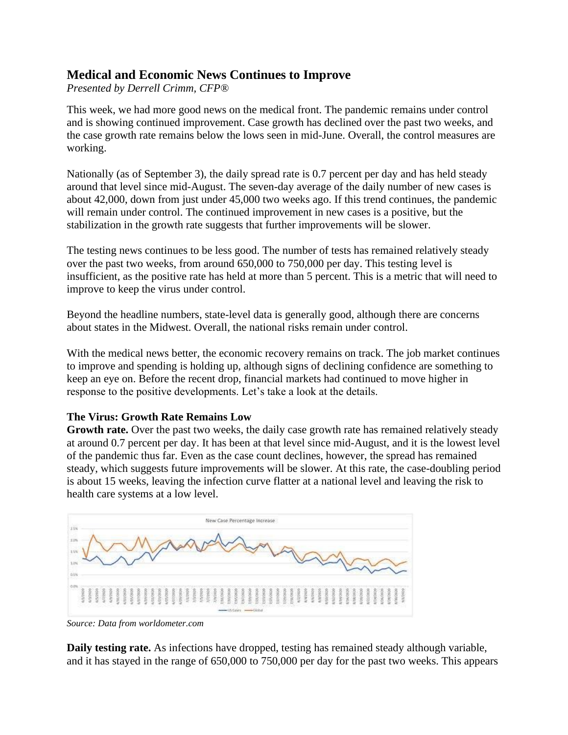## Medical and Economic News Continues to Improve

*Presented by Derrell Crimm, CFP®*

This week, we had more good news on the medical front. The pandemic remains under control and is showing continued improvement. Case growth has declined over the past two weeks, and the case growth rate remains below the lows seen in mid-June. Overall, the control measures are working.

Nationally (as of September 3), the daily spread rate is 0.7 percent per day and has held steady around that level since mid-August. The seven-day average of the daily number of new cases is about 42,000, down from just under 45,000 two weeks ago. If this trend continues, the pandemic will remain under control. The continued improvement in new cases is a positive, but the stabilization in the growth rate suggests that further improvements will be slower.

The testing news continues to be less good. The number of tests has remained relatively steady over the past two weeks, from around 650,000 to 750,000 per day. This testing level is insufficient, as the positive rate has held at more than 5 percent. This is a metric that will need to improve to keep the virus under control.

Beyond the headline numbers, state-level data is generally good, although there are concerns about states in the Midwest. Overall, the national risks remain under control.

With the medical news better, the economic recovery remains on track. The job market continues to improve and spending is holding up, although signs of declining confidence are something to keep an eye on. Before the recent drop, financial markets had continued to move higher in response to the positive developments. Let's take a look at the details.

### The Virus: Growth Rate Remains Low

**Growth rate.** Over the past two weeks, the daily case growth rate has remained relatively steady at around 0.7 percent per day. It has been at that level since mid-August, and it is the lowest level of the pandemic thus far. Even as the case count declines, however, the spread has remained steady, which suggests future improvements will be slower. At this rate, the case-doubling period is about 15 weeks, leaving the infection curve flatter at a national level and leaving the risk to health care systems at a low level.

*Source: Data from worldometer.com*

**Daily testing rate.** As infections have dropped, testing has remained steady although variable, and it has stayed in the range of 650,000 to 750,000 per day for the past two weeks. This appears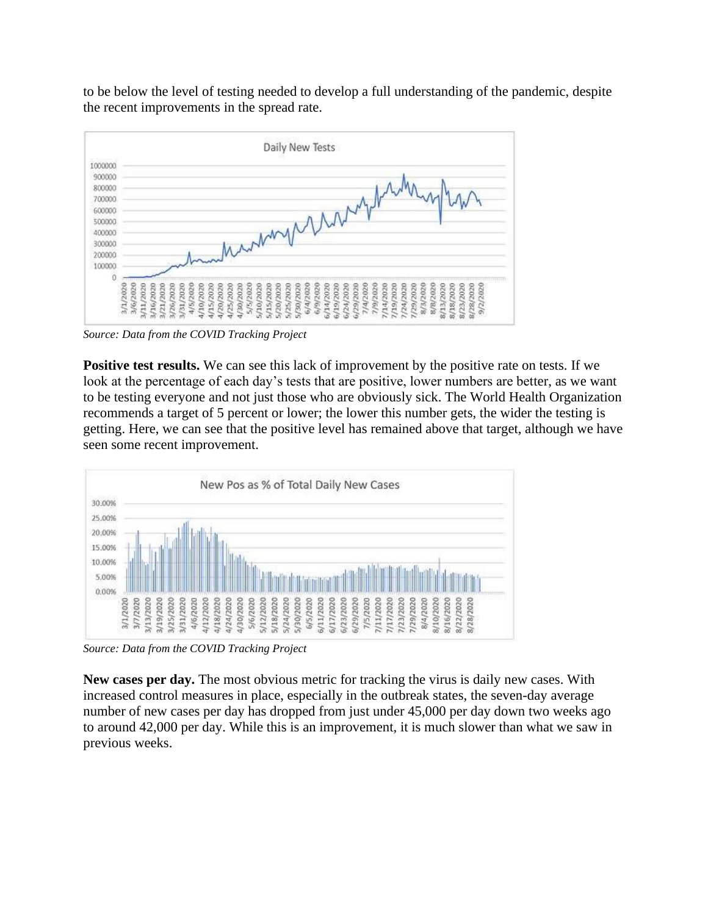to be below the level of testing needed to develop a full understanding of the pandemic, despite the recent improvements in the spread rate.

*Source: Data from the COVID Tracking Project*

**Positive test results.** We can see this lack of improvement by the positive rate on tests. If we look at the percentage of each day's tests that are positive, lower numbers are better, as we want to be testing everyone and not just those who are obviously sick. The World Health Organization recommends a target of 5 percent or lower; the lower this number gets, the wider the testing is getting. Here, we can see that the positive level has remained above that target, although we have seen some recent improvement.

*Source: Data from the COVID Tracking Project*

**New cases per day.** The most obvious metric for tracking the virus is daily new cases. With increased control measures in place, especially in the outbreak states, the seven-day average number of new cases per day has dropped from just under 45,000 per day down two weeks ago to around 42,000 per day. While this is an improvement, it is much slower than what we saw in previous weeks.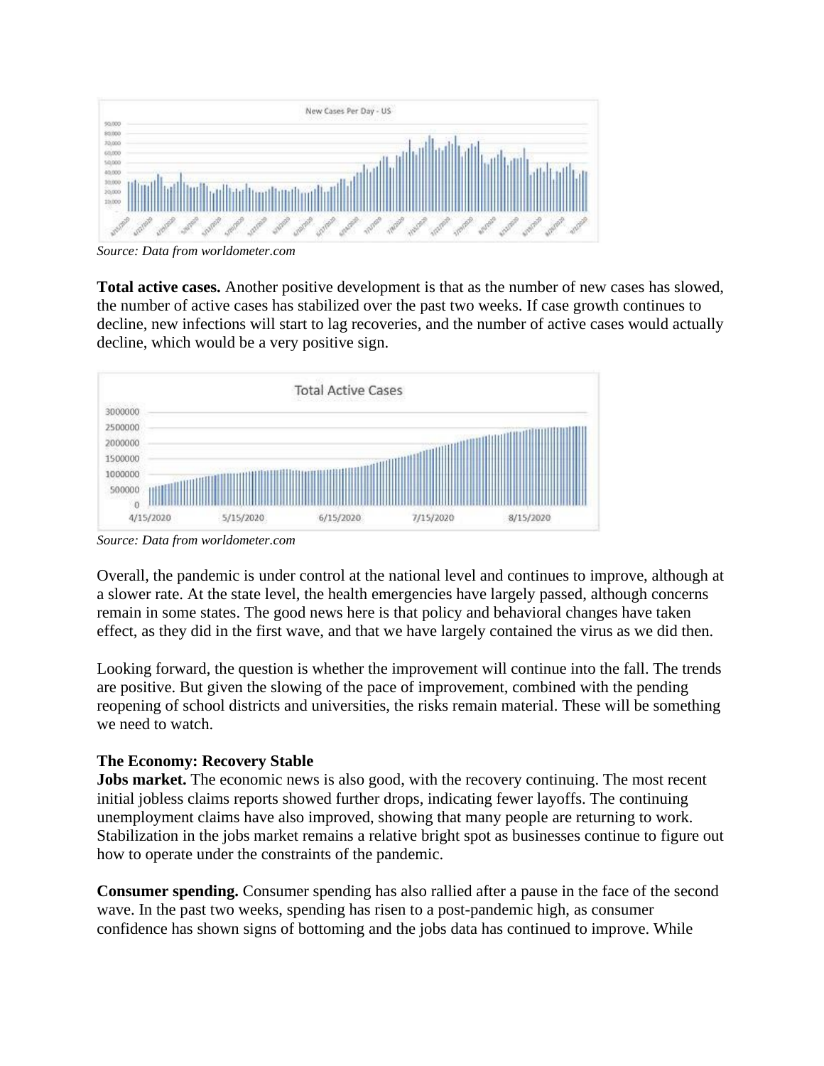Source: Data from worldometer.com

**Total active cases.** Another positive development is that as the number of new cases has slowed, the number of active cases has stabilized over the past two weeks. If case growth continues to decline, new infections will start to lag recoveries, and the number of active cases would actually decline, which would be a very positive sign.

*Source: Data from worldometer.com*

Overall, the pandemic is under control at the national level and continues to improve, although at a slower rate. At the state level, the health emergencies have largely passed, although concerns remain in some states. The good news here is that policy and behavioral changes have taken effect, as they did in the first wave, and that we have largely contained the virus as we did then.

Looking forward, the question is whether the improvement will continue into the fall. The trends are positive. But given the slowing of the pace of improvement, combined with the pending reopening of school districts and universities, the risks remain material. These will be something we need to watch.

**The Economy: Recovery Stable**

**Jobs market.** The economic news is also good, with the recovery continuing. The most recent initial jobless claims reports showed further drops, indicating fewer layoffs. The continuing unemployment claims have also improved, showing that many people are returning to work. Stabilization in the jobs market remains a relative bright spot as businesses continue to figure out how to operate under the constraints of the pandemic.

**Consumer spending.** Consumer spending has also rallied after a pause in the face of the second wave. In the past two weeks, spending has risen to a post-pandemic high, as consumer confidence has shown signs of bottoming and the jobs data has continued to improve. While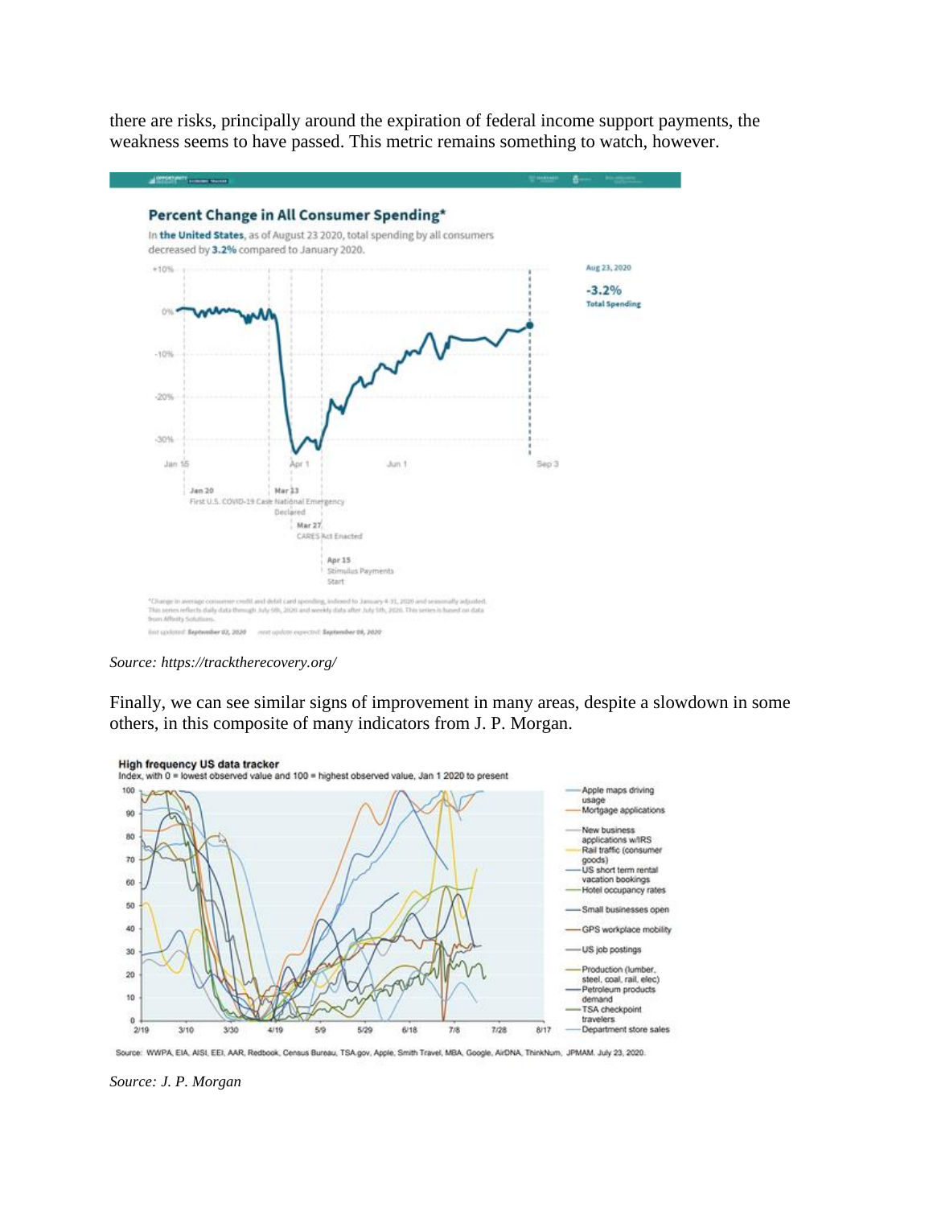there are risks, principally around the expiration of federal income support payments, the weakness seems to have passed. This metric remains something to watch, however.

*Source: https://tracktherecovery.org/*

Finally, we can see similar signs of improvement in many areas, despite a slowdown in some others, in this composite of many indicators from J. P. Morgan.

*Source: J. P. Morgan*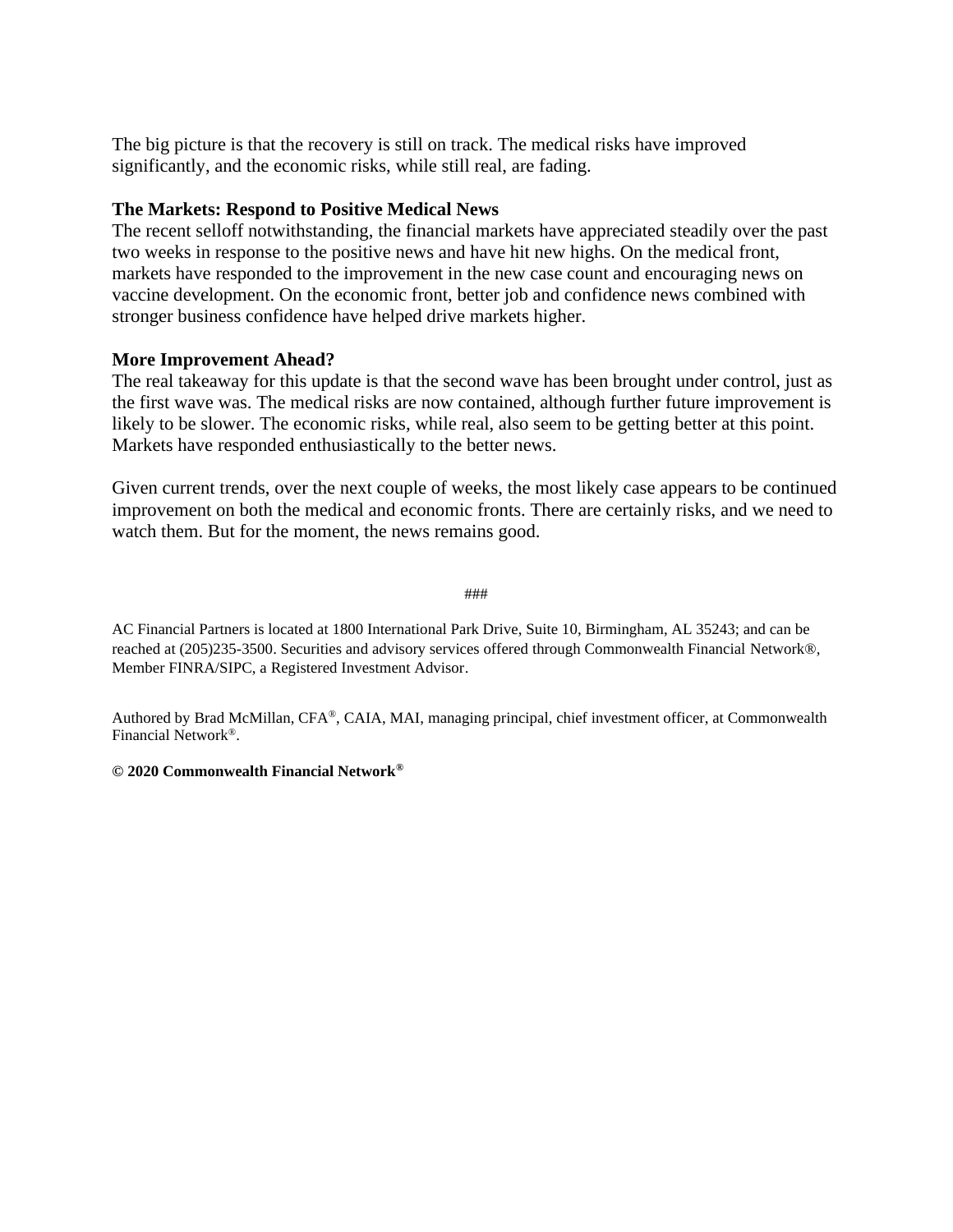The big picture is that the recovery is still on track. The medical risks have improved significantly, and the economic risks, while still real, are fading.

**The Markets: Respond to Positive Medical News**

The recent selloff notwithstanding, the financial markets have appreciated steadily over the past two weeks in response to the positive news and have hit new highs. On the medical front, markets have responded to the improvement in the new case count and encouraging news on vaccine development. On the economic front, better job and confidence news combined with stronger business confidence have helped drive markets higher.

**More Improvement Ahead?**

The real takeaway for this update is that the second wave has been brought under control, just as the first wave was. The medical risks are now contained, although further future improvement is likely to be slower. The economic risks, while real, also seem to be getting better at this point. Markets have responded enthusiastically to the better news.

Given current trends, over the next couple of weeks, the most likely case appears to be continued improvement on both the medical and economic fronts. There are certainly risks, and we need to watch them. But for the moment, the news remains good.

###

AC Financial Partners is located at 1800 International Park Drive, Suite 10, Birmingham, AL 35243; and can be reached at (205)235-3500. Securities and advisory services offered through Commonwealth Financial Network®, Member FINRA/SIPC, a Registered Investment Advisor.

Authored by Brad McMillan, CFA®, CAIA, MAI, managing principal, chief investment officer, at Commonwealth Financial Network®.

**© 2020 Commonwealth Financial Network®**